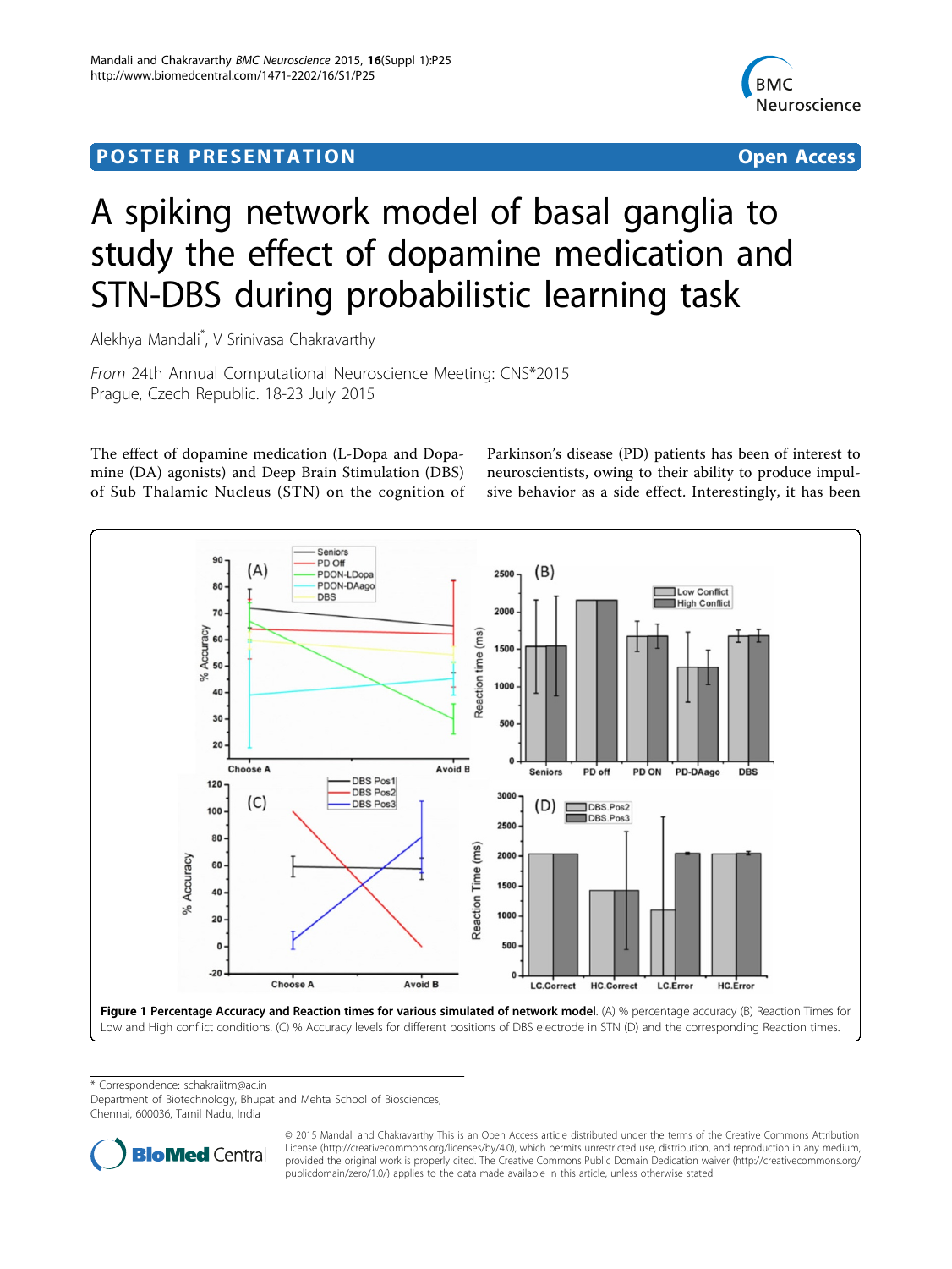# POSTER PRESENTATION

**Open Access**

# A spiking network model of basal ganglia to study the effect of dopamine medication and STN-DBS during probabilistic learning task

Alekhya Mandali*, V Srinivasa Chakravarthy

*From* 24th Annual Computational Neuroscience Meeting: CNS*2015
Prague, Czech Republic. 18-23 July 2015

The effect of dopamine medication (L-Dopa and Dopamine (DA) agonists) and Deep Brain Stimulation (DBS) of Sub Thalamic Nucleus (STN) on the cognition of Parkinson's disease (PD) patients has been of interest to neuroscientists, owing to their ability to produce impulsive behavior as a side effect. Interestingly, it has been

**Figure 1 Percentage Accuracy and Reaction times for various simulated of network model**. (A) % percentage accuracy (B) Reaction Times for Low and High conflict conditions. (C) % Accuracy levels for different positions of DBS electrode in STN (D) and the corresponding Reaction times.

\* Correspondence: schakraiitm@ac.in
Department of Biotechnology, Bhupat and Mehta School of Biosciences, Chennai, 600036, Tamil Nadu, India

© 2015 Mandali and Chakravarthy This is an Open Access article distributed under the terms of the Creative Commons Attribution License (http://creativecommons.org/licenses/by/4.0), which permits unrestricted use, distribution, and reproduction in any medium, provided the original work is properly cited. The Creative Commons Public Domain Dedication waiver (http://creativecommons.org/publicdomain/zero/1.0/) applies to the data made available in this article, unless otherwise stated.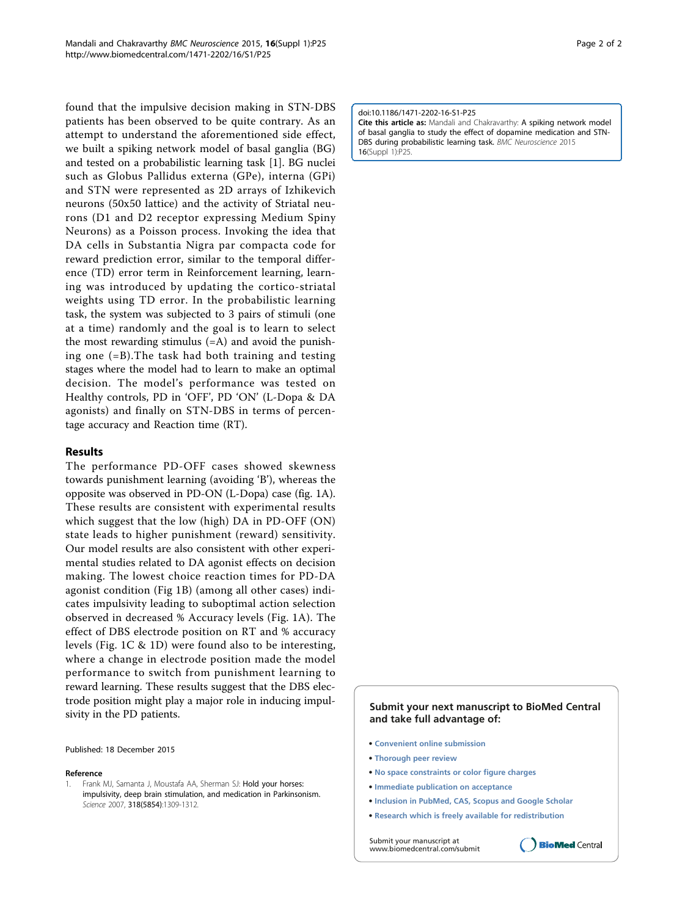found that the impulsive decision making in STN-DBS patients has been observed to be quite contrary. As an attempt to understand the aforementioned side effect, we built a spiking network model of basal ganglia (BG) and tested on a probabilistic learning task [1]. BG nuclei such as Globus Pallidus externa (GPe), interna (GPi) and STN were represented as 2D arrays of Izhikevich neurons (50x50 lattice) and the activity of Striatal neurons (D1 and D2 receptor expressing Medium Spiny Neurons) as a Poisson process. Invoking the idea that DA cells in Substantia Nigra par compacta code for reward prediction error, similar to the temporal difference (TD) error term in Reinforcement learning, learning was introduced by updating the cortico-striatal weights using TD error. In the probabilistic learning task, the system was subjected to 3 pairs of stimuli (one at a time) randomly and the goal is to learn to select the most rewarding stimulus (=A) and avoid the punishing one (=B).The task had both training and testing stages where the model had to learn to make an optimal decision. The model's performance was tested on Healthy controls, PD in 'OFF', PD 'ON' (L-Dopa & DA agonists) and finally on STN-DBS in terms of percentage accuracy and Reaction time (RT).

## Results

The performance PD-OFF cases showed skewness towards punishment learning (avoiding 'B'), whereas the opposite was observed in PD-ON (L-Dopa) case (fig. 1A). These results are consistent with experimental results which suggest that the low (high) DA in PD-OFF (ON) state leads to higher punishment (reward) sensitivity. Our model results are also consistent with other experimental studies related to DA agonist effects on decision making. The lowest choice reaction times for PD-DA agonist condition (Fig 1B) (among all other cases) indicates impulsivity leading to suboptimal action selection observed in decreased % Accuracy levels (Fig. 1A). The effect of DBS electrode position on RT and % accuracy levels (Fig. 1C & 1D) were found also to be interesting, where a change in electrode position made the model performance to switch from punishment learning to reward learning. These results suggest that the DBS electrode position might play a major role in inducing impulsivity in the PD patients.

Published: 18 December 2015

### Reference

1. Frank MJ, Samanta J, Moustafa AA, Sherman SJ: **Hold your horses: impulsivity, deep brain stimulation, and medication in Parkinsonism.** *Science* 2007, **318(5854)**:1309-1312.

doi:10.1186/1471-2202-16-S1-P25

**Cite this article as:** Mandali and Chakravarthy: A spiking network model of basal ganglia to study the effect of dopamine medication and STN-DBS during probabilistic learning task. *BMC Neuroscience* 2015 **16**(Suppl 1):P25.

**Submit your next manuscript to BioMed Central and take full advantage of:**

- Convenient online submission
- Thorough peer review
- No space constraints or color figure charges
- Immediate publication on acceptance
- Inclusion in PubMed, CAS, Scopus and Google Scholar
- Research which is freely available for redistribution

Submit your manuscript at www.biomedcentral.com/submit